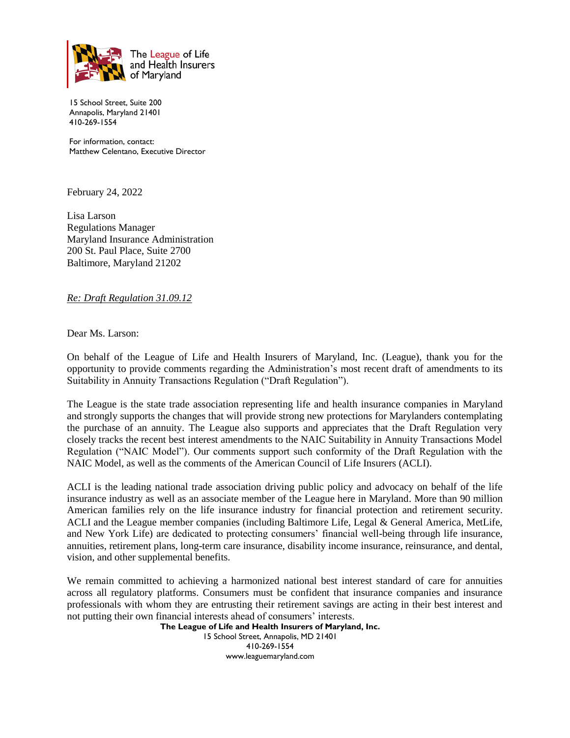The League of Life and Health Insurers of Maryland

15 School Street, Suite 200
Annapolis, Maryland 21401
410-269-1554

For information, contact:
Matthew Celentano, Executive Director

February 24, 2022

Lisa Larson
Regulations Manager
Maryland Insurance Administration
200 St. Paul Place, Suite 2700
Baltimore, Maryland 21202

*Re: Draft Regulation 31.09.12*

Dear Ms. Larson:

On behalf of the League of Life and Health Insurers of Maryland, Inc. (League), thank you for the opportunity to provide comments regarding the Administration's most recent draft of amendments to its Suitability in Annuity Transactions Regulation ("Draft Regulation").

The League is the state trade association representing life and health insurance companies in Maryland and strongly supports the changes that will provide strong new protections for Marylanders contemplating the purchase of an annuity. The League also supports and appreciates that the Draft Regulation very closely tracks the recent best interest amendments to the NAIC Suitability in Annuity Transactions Model Regulation ("NAIC Model"). Our comments support such conformity of the Draft Regulation with the NAIC Model, as well as the comments of the American Council of Life Insurers (ACLI).

ACLI is the leading national trade association driving public policy and advocacy on behalf of the life insurance industry as well as an associate member of the League here in Maryland. More than 90 million American families rely on the life insurance industry for financial protection and retirement security. ACLI and the League member companies (including Baltimore Life, Legal & General America, MetLife, and New York Life) are dedicated to protecting consumers' financial well-being through life insurance, annuities, retirement plans, long-term care insurance, disability income insurance, reinsurance, and dental, vision, and other supplemental benefits.

We remain committed to achieving a harmonized national best interest standard of care for annuities across all regulatory platforms. Consumers must be confident that insurance companies and insurance professionals with whom they are entrusting their retirement savings are acting in their best interest and not putting their own financial interests ahead of consumers' interests.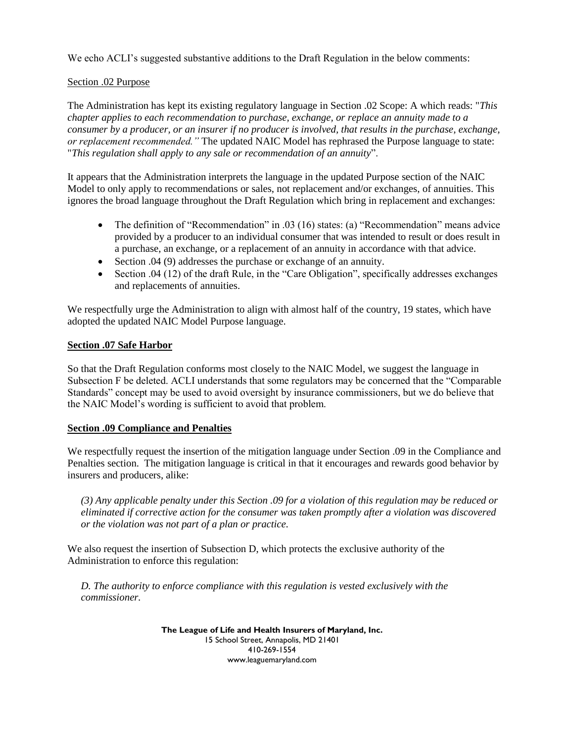We echo ACLI's suggested substantive additions to the Draft Regulation in the below comments:

Section .02 Purpose

The Administration has kept its existing regulatory language in Section .02 Scope: A which reads: "*This chapter applies to each recommendation to purchase, exchange, or replace an annuity made to a consumer by a producer, or an insurer if no producer is involved, that results in the purchase, exchange, or replacement recommended."* The updated NAIC Model has rephrased the Purpose language to state: "*This regulation shall apply to any sale or recommendation of an annuity*".

It appears that the Administration interprets the language in the updated Purpose section of the NAIC Model to only apply to recommendations or sales, not replacement and/or exchanges, of annuities. This ignores the broad language throughout the Draft Regulation which bring in replacement and exchanges:

- The definition of "Recommendation" in .03 (16) states: (a) "Recommendation" means advice provided by a producer to an individual consumer that was intended to result or does result in a purchase, an exchange, or a replacement of an annuity in accordance with that advice.
- Section .04 (9) addresses the purchase or exchange of an annuity.
- Section .04 (12) of the draft Rule, in the "Care Obligation", specifically addresses exchanges and replacements of annuities.

We respectfully urge the Administration to align with almost half of the country, 19 states, which have adopted the updated NAIC Model Purpose language.

**Section .07 Safe Harbor**

So that the Draft Regulation conforms most closely to the NAIC Model, we suggest the language in Subsection F be deleted. ACLI understands that some regulators may be concerned that the "Comparable Standards" concept may be used to avoid oversight by insurance commissioners, but we do believe that the NAIC Model's wording is sufficient to avoid that problem.

**Section .09 Compliance and Penalties**

We respectfully request the insertion of the mitigation language under Section .09 in the Compliance and Penalties section. The mitigation language is critical in that it encourages and rewards good behavior by insurers and producers, alike:

> *(3) Any applicable penalty under this Section .09 for a violation of this regulation may be reduced or eliminated if corrective action for the consumer was taken promptly after a violation was discovered or the violation was not part of a plan or practice.*

We also request the insertion of Subsection D, which protects the exclusive authority of the Administration to enforce this regulation:

> *D. The authority to enforce compliance with this regulation is vested exclusively with the commissioner.*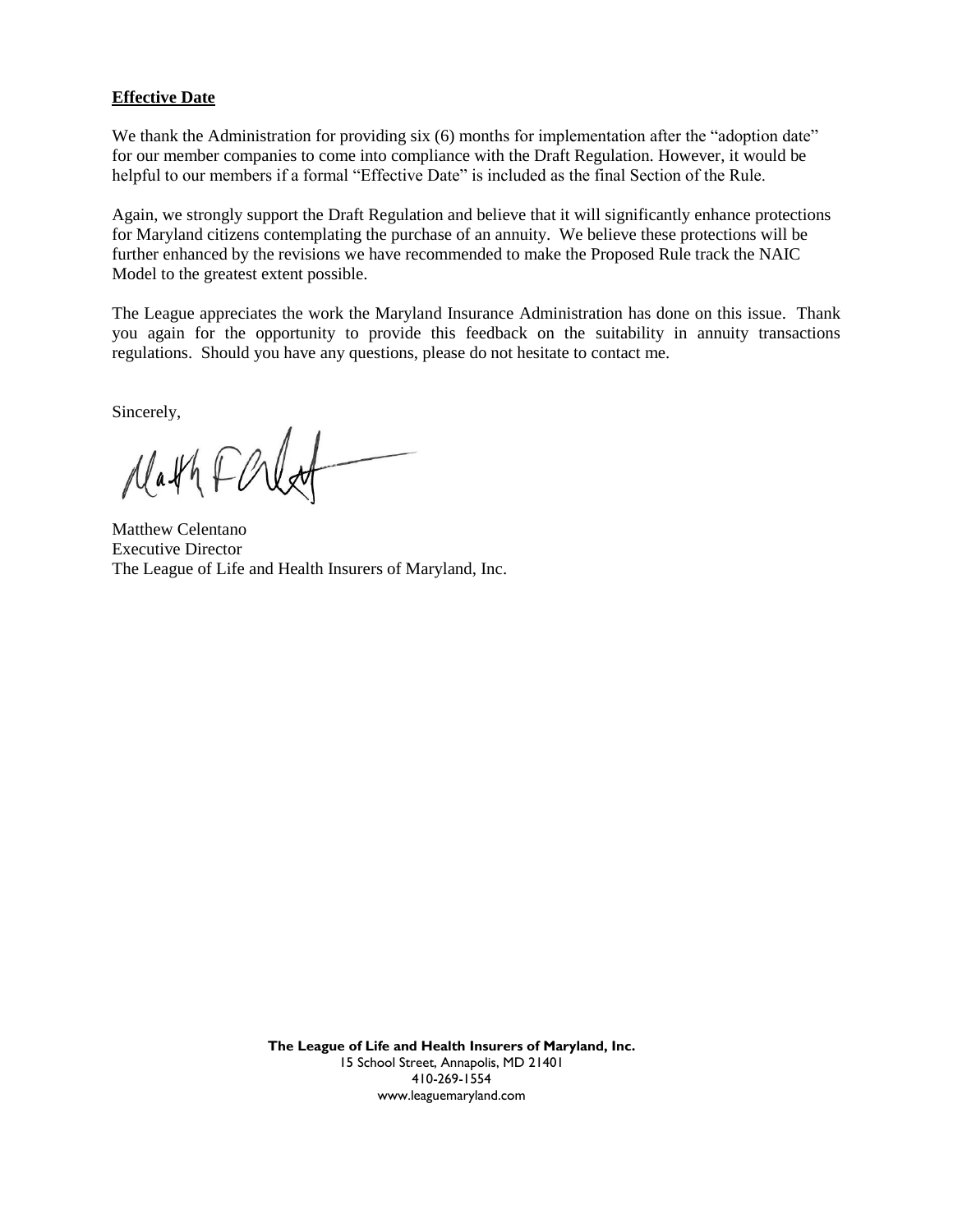**Effective Date**

We thank the Administration for providing six (6) months for implementation after the "adoption date" for our member companies to come into compliance with the Draft Regulation. However, it would be helpful to our members if a formal "Effective Date" is included as the final Section of the Rule.

Again, we strongly support the Draft Regulation and believe that it will significantly enhance protections for Maryland citizens contemplating the purchase of an annuity. We believe these protections will be further enhanced by the revisions we have recommended to make the Proposed Rule track the NAIC Model to the greatest extent possible.

The League appreciates the work the Maryland Insurance Administration has done on this issue. Thank you again for the opportunity to provide this feedback on the suitability in annuity transactions regulations. Should you have any questions, please do not hesitate to contact me.

Sincerely,

Matthew Celentano
Executive Director
The League of Life and Health Insurers of Maryland, Inc.

**The League of Life and Health Insurers of Maryland, Inc.**
15 School Street, Annapolis, MD 21401
410-269-1554
www.leaguemaryland.com